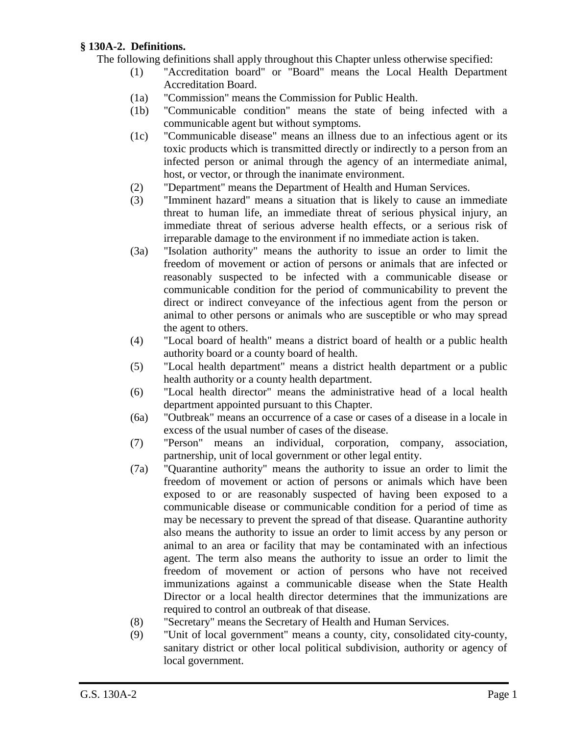**§ 130A-2. Definitions.**

The following definitions shall apply throughout this Chapter unless otherwise specified:

(1) "Accreditation board" or "Board" means the Local Health Department Accreditation Board.

(1a) "Commission" means the Commission for Public Health.

(1b) "Communicable condition" means the state of being infected with a communicable agent but without symptoms.

(1c) "Communicable disease" means an illness due to an infectious agent or its toxic products which is transmitted directly or indirectly to a person from an infected person or animal through the agency of an intermediate animal, host, or vector, or through the inanimate environment.

(2) "Department" means the Department of Health and Human Services.

(3) "Imminent hazard" means a situation that is likely to cause an immediate threat to human life, an immediate threat of serious physical injury, an immediate threat of serious adverse health effects, or a serious risk of irreparable damage to the environment if no immediate action is taken.

(3a) "Isolation authority" means the authority to issue an order to limit the freedom of movement or action of persons or animals that are infected or reasonably suspected to be infected with a communicable disease or communicable condition for the period of communicability to prevent the direct or indirect conveyance of the infectious agent from the person or animal to other persons or animals who are susceptible or who may spread the agent to others.

(4) "Local board of health" means a district board of health or a public health authority board or a county board of health.

(5) "Local health department" means a district health department or a public health authority or a county health department.

(6) "Local health director" means the administrative head of a local health department appointed pursuant to this Chapter.

(6a) "Outbreak" means an occurrence of a case or cases of a disease in a locale in excess of the usual number of cases of the disease.

(7) "Person" means an individual, corporation, company, association, partnership, unit of local government or other legal entity.

(7a) "Quarantine authority" means the authority to issue an order to limit the freedom of movement or action of persons or animals which have been exposed to or are reasonably suspected of having been exposed to a communicable disease or communicable condition for a period of time as may be necessary to prevent the spread of that disease. Quarantine authority also means the authority to issue an order to limit access by any person or animal to an area or facility that may be contaminated with an infectious agent. The term also means the authority to issue an order to limit the freedom of movement or action of persons who have not received immunizations against a communicable disease when the State Health Director or a local health director determines that the immunizations are required to control an outbreak of that disease.

(8) "Secretary" means the Secretary of Health and Human Services.

(9) "Unit of local government" means a county, city, consolidated city-county, sanitary district or other local political subdivision, authority or agency of local government.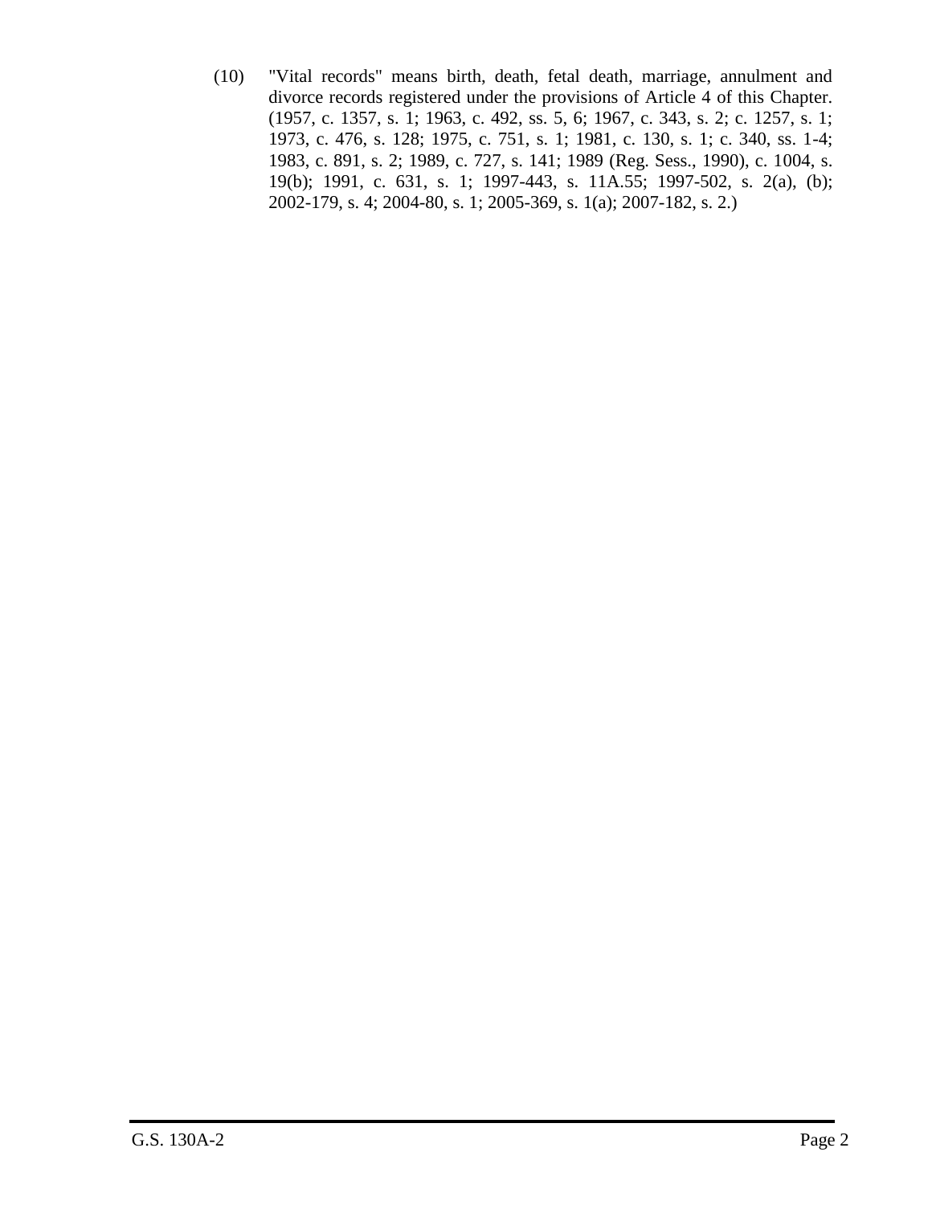(10) "Vital records" means birth, death, fetal death, marriage, annulment and divorce records registered under the provisions of Article 4 of this Chapter. (1957, c. 1357, s. 1; 1963, c. 492, ss. 5, 6; 1967, c. 343, s. 2; c. 1257, s. 1; 1973, c. 476, s. 128; 1975, c. 751, s. 1; 1981, c. 130, s. 1; c. 340, ss. 1-4; 1983, c. 891, s. 2; 1989, c. 727, s. 141; 1989 (Reg. Sess., 1990), c. 1004, s. 19(b); 1991, c. 631, s. 1; 1997-443, s. 11A.55; 1997-502, s. 2(a), (b); 2002-179, s. 4; 2004-80, s. 1; 2005-369, s. 1(a); 2007-182, s. 2.)